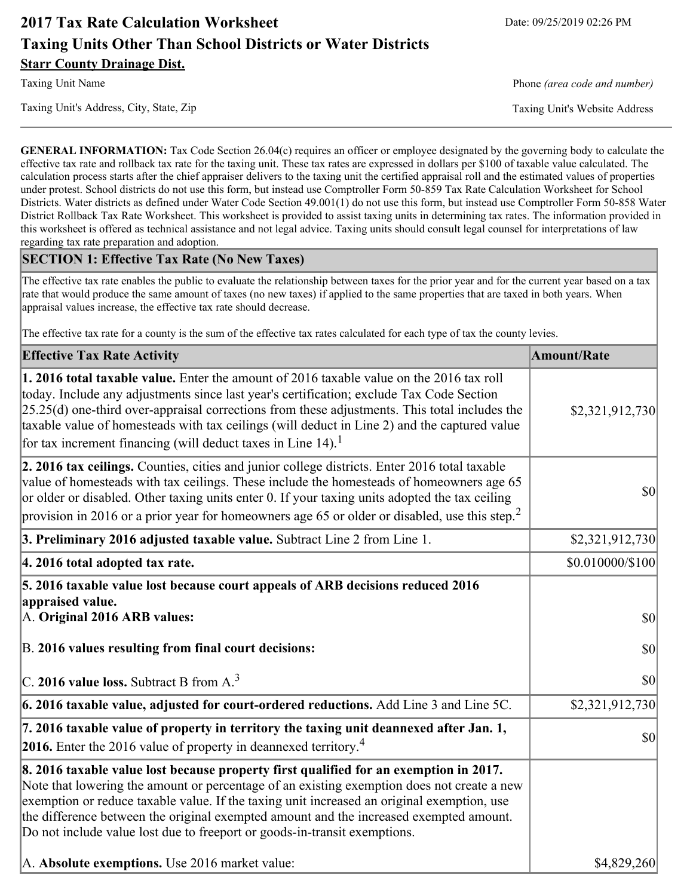# 2017 Tax Rate Calculation Worksheet

Date: 09/25/2019 02:26 PM

## Taxing Units Other Than School Districts or Water Districts

**Starr County Drainage Dist.**

Taxing Unit Name

Phone *(area code and number)*

Taxing Unit's Address, City, State, Zip

Taxing Unit's Website Address

---

**GENERAL INFORMATION:** Tax Code Section 26.04(c) requires an officer or employee designated by the governing body to calculate the effective tax rate and rollback tax rate for the taxing unit. These tax rates are expressed in dollars per $100 of taxable value calculated. The calculation process starts after the chief appraiser delivers to the taxing unit the certified appraisal roll and the estimated values of properties under protest. School districts do not use this form, but instead use Comptroller Form 50-859 Tax Rate Calculation Worksheet for School Districts. Water districts as defined under Water Code Section 49.001(1) do not use this form, but instead use Comptroller Form 50-858 Water District Rollback Tax Rate Worksheet. This worksheet is provided to assist taxing units in determining tax rates. The information provided in this worksheet is offered as technical assistance and not legal advice. Taxing units should consult legal counsel for interpretations of law regarding tax rate preparation and adoption.

## SECTION 1: Effective Tax Rate (No New Taxes)

The effective tax rate enables the public to evaluate the relationship between taxes for the prior year and for the current year based on a tax rate that would produce the same amount of taxes (no new taxes) if applied to the same properties that are taxed in both years. When appraisal values increase, the effective tax rate should decrease.

The effective tax rate for a county is the sum of the effective tax rates calculated for each type of tax the county levies.

| Effective Tax Rate Activity | Amount/Rate |
|---|---|
| **1. 2016 total taxable value.** Enter the amount of 2016 taxable value on the 2016 tax roll today. Include any adjustments since last year's certification; exclude Tax Code Section 25.25(d) one-third over-appraisal corrections from these adjustments. This total includes the taxable value of homesteads with tax ceilings (will deduct in Line 2) and the captured value for tax increment financing (will deduct taxes in Line 14).[1] | $2,321,912,730 |
| **2. 2016 tax ceilings.** Counties, cities and junior college districts. Enter 2016 total taxable value of homesteads with tax ceilings. These include the homesteads of homeowners age 65 or older or disabled. Other taxing units enter 0. If your taxing units adopted the tax ceiling provision in 2016 or a prior year for homeowners age 65 or older or disabled, use this step.[2] | $0 |
| **3. Preliminary 2016 adjusted taxable value.** Subtract Line 2 from Line 1. | $2,321,912,730 |
| **4. 2016 total adopted tax rate.** | $0.010000/$100 |
| **5. 2016 taxable value lost because court appeals of ARB decisions reduced 2016 appraised value.** | |
| A. **Original 2016 ARB values:** | $0 |
| B. **2016 values resulting from final court decisions:** | $0 |
| C. **2016 value loss.** Subtract B from A.[3] | $0 |
| **6. 2016 taxable value, adjusted for court-ordered reductions.** Add Line 3 and Line 5C. | $2,321,912,730 |
| **7. 2016 taxable value of property in territory the taxing unit deannexed after Jan. 1, 2016.** Enter the 2016 value of property in deannexed territory.[4] | $0 |
| **8. 2016 taxable value lost because property first qualified for an exemption in 2017.** Note that lowering the amount or percentage of an existing exemption does not create a new exemption or reduce taxable value. If the taxing unit increased an original exemption, use the difference between the original exempted amount and the increased exempted amount. Do not include value lost due to freeport or goods-in-transit exemptions. | |
| A. **Absolute exemptions.** Use 2016 market value: | $4,829,260 |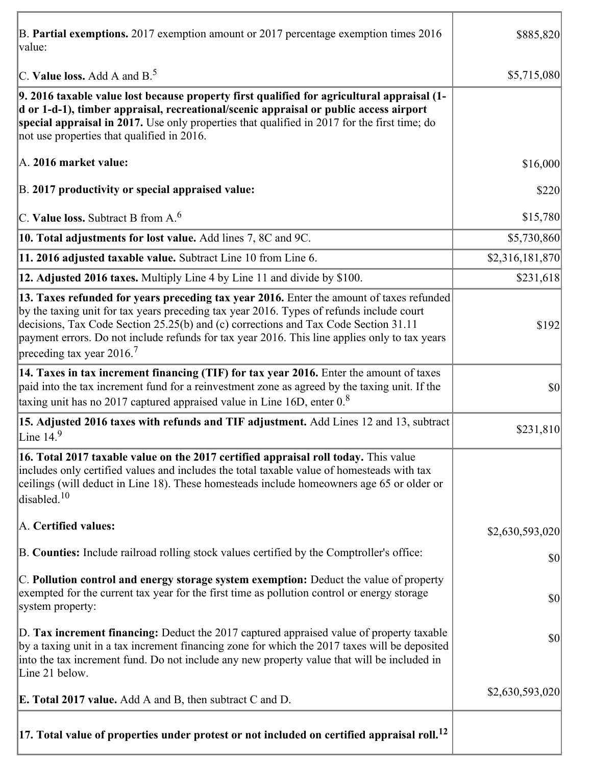| | |
|---|---|
| B. **Partial exemptions.** 2017 exemption amount or 2017 percentage exemption times 2016 value: | $885,820 |
| C. **Value loss.** Add A and B.[5] | $5,715,080 |
| **9. 2016 taxable value lost because property first qualified for agricultural appraisal (1-d or 1-d-1), timber appraisal, recreational/scenic appraisal or public access airport special appraisal in 2017.** Use only properties that qualified in 2017 for the first time; do not use properties that qualified in 2016.<br><br>A. **2016 market value:**<br><br>B. **2017 productivity or special appraised value:**<br><br>C. **Value loss.** Subtract B from A.[6] | <br><br><br><br>$16,000<br><br>$220<br><br>$15,780 |
| **10. Total adjustments for lost value.** Add lines 7, 8C and 9C. | $5,730,860 |
| **11. 2016 adjusted taxable value.** Subtract Line 10 from Line 6. | $2,316,181,870 |
| **12. Adjusted 2016 taxes.** Multiply Line 4 by Line 11 and divide by $100. | $231,618 |
| **13. Taxes refunded for years preceding tax year 2016.** Enter the amount of taxes refunded by the taxing unit for tax years preceding tax year 2016. Types of refunds include court decisions, Tax Code Section 25.25(b) and (c) corrections and Tax Code Section 31.11 payment errors. Do not include refunds for tax year 2016. This line applies only to tax years preceding tax year 2016.[7] | $192 |
| **14. Taxes in tax increment financing (TIF) for tax year 2016.** Enter the amount of taxes paid into the tax increment fund for a reinvestment zone as agreed by the taxing unit. If the taxing unit has no 2017 captured appraised value in Line 16D, enter 0.[8] | $0 |
| **15. Adjusted 2016 taxes with refunds and TIF adjustment.** Add Lines 12 and 13, subtract Line 14.[9] | $231,810 |
| **16. Total 2017 taxable value on the 2017 certified appraisal roll today.** This value includes only certified values and includes the total taxable value of homesteads with tax ceilings (will deduct in Line 18). These homesteads include homeowners age 65 or older or disabled.[10]<br><br>A. **Certified values:**<br><br>B. **Counties:** Include railroad rolling stock values certified by the Comptroller's office:<br><br>C. **Pollution control and energy storage system exemption:** Deduct the value of property exempted for the current tax year for the first time as pollution control or energy storage system property:<br><br>D. **Tax increment financing:** Deduct the 2017 captured appraised value of property taxable by a taxing unit in a tax increment financing zone for which the 2017 taxes will be deposited into the tax increment fund. Do not include any new property value that will be included in Line 21 below.<br><br>E. **Total 2017 value.** Add A and B, then subtract C and D. | <br><br><br><br>$2,630,593,020<br><br>$0<br><br>$0<br><br>$0<br><br>$2,630,593,020 |
| **17. Total value of properties under protest or not included on certified appraisal roll.**[12] | |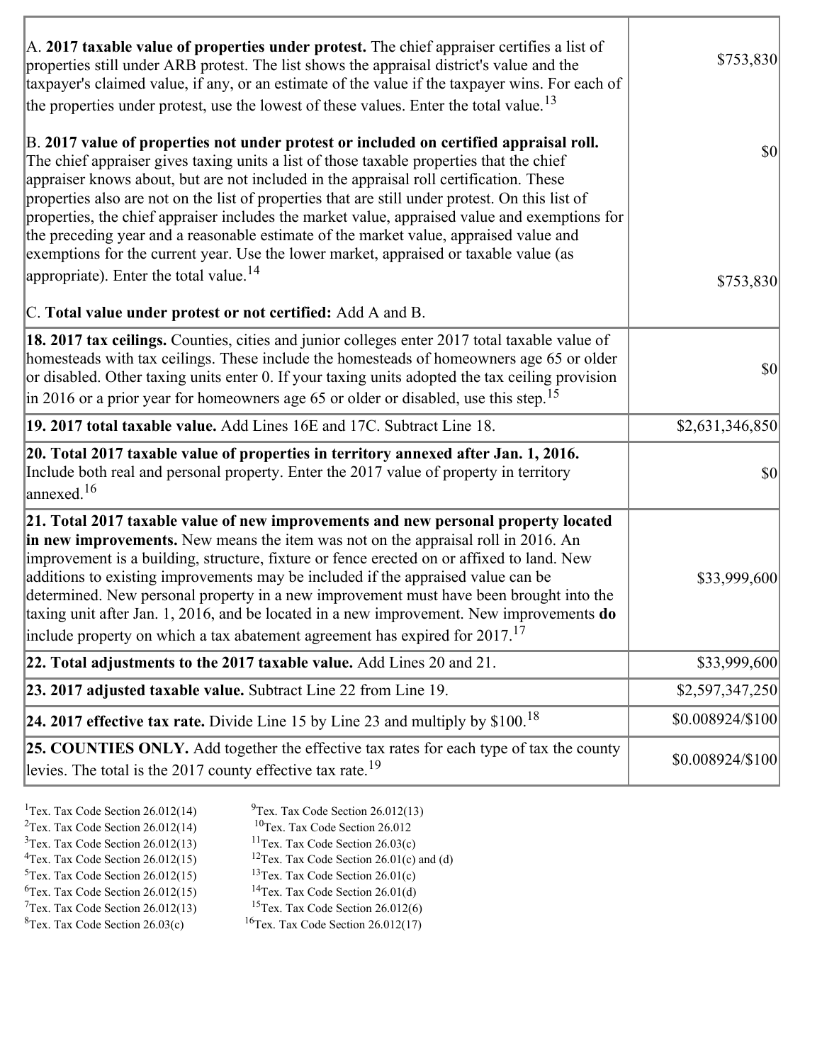| | |
|---|---|
| A. **2017 taxable value of properties under protest.** The chief appraiser certifies a list of properties still under ARB protest. The list shows the appraisal district's value and the taxpayer's claimed value, if any, or an estimate of the value if the taxpayer wins. For each of the properties under protest, use the lowest of these values. Enter the total value.[13]<br><br>B. **2017 value of properties not under protest or included on certified appraisal roll.** The chief appraiser gives taxing units a list of those taxable properties that the chief appraiser knows about, but are not included in the appraisal roll certification. These properties also are not on the list of properties that are still under protest. On this list of properties, the chief appraiser includes the market value, appraised value and exemptions for the preceding year and a reasonable estimate of the market value, appraised value and exemptions for the current year. Use the lower market, appraised or taxable value (as appropriate). Enter the total value.[14]<br><br>C. **Total value under protest or not certified:** Add A and B. | $753,830<br><br>$0<br><br>$753,830 |
| **18. 2017 tax ceilings.** Counties, cities and junior colleges enter 2017 total taxable value of homesteads with tax ceilings. These include the homesteads of homeowners age 65 or older or disabled. Other taxing units enter 0. If your taxing units adopted the tax ceiling provision in 2016 or a prior year for homeowners age 65 or older or disabled, use this step.[15] | $0 |
| **19. 2017 total taxable value.** Add Lines 16E and 17C. Subtract Line 18. | $2,631,346,850 |
| **20. Total 2017 taxable value of properties in territory annexed after Jan. 1, 2016.** Include both real and personal property. Enter the 2017 value of property in territory annexed.[16] | $0 |
| **21. Total 2017 taxable value of new improvements and new personal property located in new improvements.** New means the item was not on the appraisal roll in 2016. An improvement is a building, structure, fixture or fence erected on or affixed to land. New additions to existing improvements may be included if the appraised value can be determined. New personal property in a new improvement must have been brought into the taxing unit after Jan. 1, 2016, and be located in a new improvement. New improvements **do** include property on which a tax abatement agreement has expired for 2017.[17] | $33,999,600 |
| **22. Total adjustments to the 2017 taxable value.** Add Lines 20 and 21. | $33,999,600 |
| **23. 2017 adjusted taxable value.** Subtract Line 22 from Line 19. | $2,597,347,250 |
| **24. 2017 effective tax rate.** Divide Line 15 by Line 23 and multiply by $100.[18] | $0.008924/$100 |
| **25. COUNTIES ONLY.** Add together the effective tax rates for each type of tax the county levies. The total is the 2017 county effective tax rate.[19] | $0.008924/$100 |

[1]Tex. Tax Code Section 26.012(14)
[2]Tex. Tax Code Section 26.012(14)
[3]Tex. Tax Code Section 26.012(13)
[4]Tex. Tax Code Section 26.012(15)
[5]Tex. Tax Code Section 26.012(15)
[6]Tex. Tax Code Section 26.012(15)
[7]Tex. Tax Code Section 26.012(13)
[8]Tex. Tax Code Section 26.03(c)
[9]Tex. Tax Code Section 26.012(13)
[10]Tex. Tax Code Section 26.012
[11]Tex. Tax Code Section 26.03(c)
[12]Tex. Tax Code Section 26.01(c) and (d)
[13]Tex. Tax Code Section 26.01(c)
[14]Tex. Tax Code Section 26.01(d)
[15]Tex. Tax Code Section 26.012(6)
[16]Tex. Tax Code Section 26.012(17)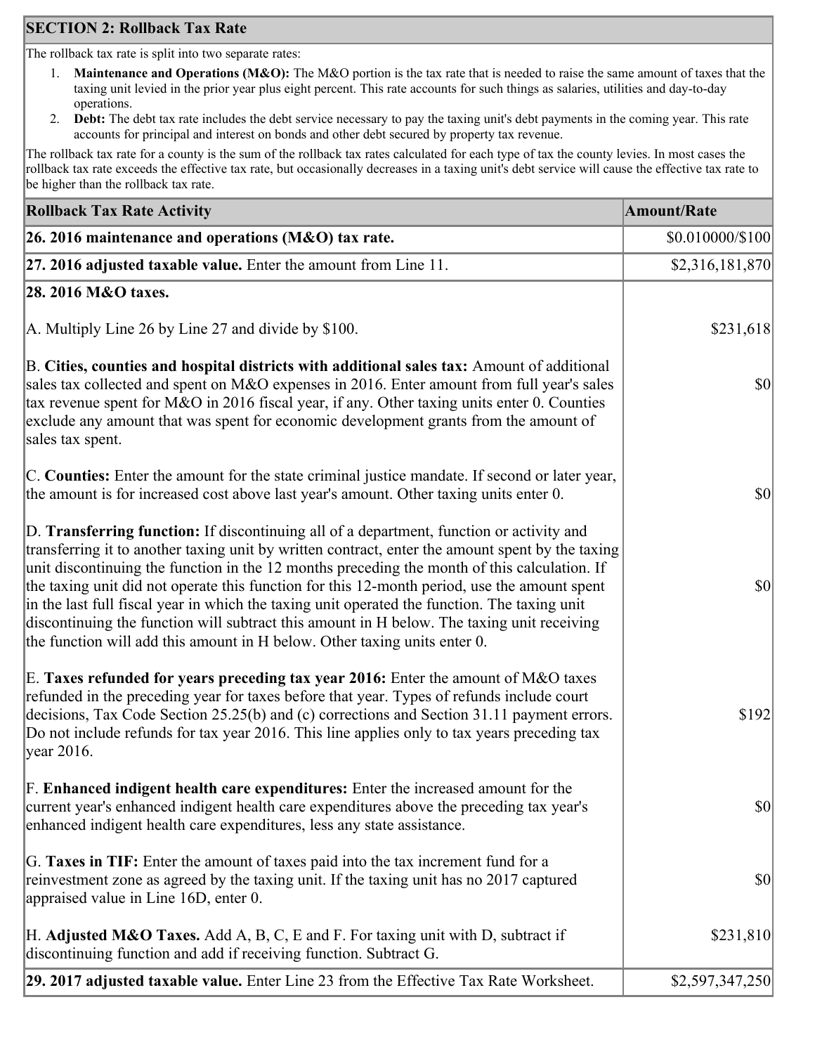## SECTION 2: Rollback Tax Rate

The rollback tax rate is split into two separate rates:

1. **Maintenance and Operations (M&O):** The M&O portion is the tax rate that is needed to raise the same amount of taxes that the taxing unit levied in the prior year plus eight percent. This rate accounts for such things as salaries, utilities and day-to-day operations.
2. **Debt:** The debt tax rate includes the debt service necessary to pay the taxing unit's debt payments in the coming year. This rate accounts for principal and interest on bonds and other debt secured by property tax revenue.

The rollback tax rate for a county is the sum of the rollback tax rates calculated for each type of tax the county levies. In most cases the rollback tax rate exceeds the effective tax rate, but occasionally decreases in a taxing unit's debt service will cause the effective tax rate to be higher than the rollback tax rate.

| Rollback Tax Rate Activity | Amount/Rate |
|---|---|
| **26. 2016 maintenance and operations (M&O) tax rate.** | $0.010000/$100 |
| **27. 2016 adjusted taxable value.** Enter the amount from Line 11. | $2,316,181,870 |
| **28. 2016 M&O taxes.** | |
| A. Multiply Line 26 by Line 27 and divide by $100. | $231,618 |
| B. **Cities, counties and hospital districts with additional sales tax:** Amount of additional sales tax collected and spent on M&O expenses in 2016. Enter amount from full year's sales tax revenue spent for M&O in 2016 fiscal year, if any. Other taxing units enter 0. Counties exclude any amount that was spent for economic development grants from the amount of sales tax spent. | $0 |
| C. **Counties:** Enter the amount for the state criminal justice mandate. If second or later year, the amount is for increased cost above last year's amount. Other taxing units enter 0. | $0 |
| D. **Transferring function:** If discontinuing all of a department, function or activity and transferring it to another taxing unit by written contract, enter the amount spent by the taxing unit discontinuing the function in the 12 months preceding the month of this calculation. If the taxing unit did not operate this function for this 12-month period, use the amount spent in the last full fiscal year in which the taxing unit operated the function. The taxing unit discontinuing the function will subtract this amount in H below. The taxing unit receiving the function will add this amount in H below. Other taxing units enter 0. | $0 |
| E. **Taxes refunded for years preceding tax year 2016:** Enter the amount of M&O taxes refunded in the preceding year for taxes before that year. Types of refunds include court decisions, Tax Code Section 25.25(b) and (c) corrections and Section 31.11 payment errors. Do not include refunds for tax year 2016. This line applies only to tax years preceding tax year 2016. | $192 |
| F. **Enhanced indigent health care expenditures:** Enter the increased amount for the current year's enhanced indigent health care expenditures above the preceding tax year's enhanced indigent health care expenditures, less any state assistance. | $0 |
| G. **Taxes in TIF:** Enter the amount of taxes paid into the tax increment fund for a reinvestment zone as agreed by the taxing unit. If the taxing unit has no 2017 captured appraised value in Line 16D, enter 0. | $0 |
| H. **Adjusted M&O Taxes.** Add A, B, C, E and F. For taxing unit with D, subtract if discontinuing function and add if receiving function. Subtract G. | $231,810 |
| **29. 2017 adjusted taxable value.** Enter Line 23 from the Effective Tax Rate Worksheet. | $2,597,347,250 |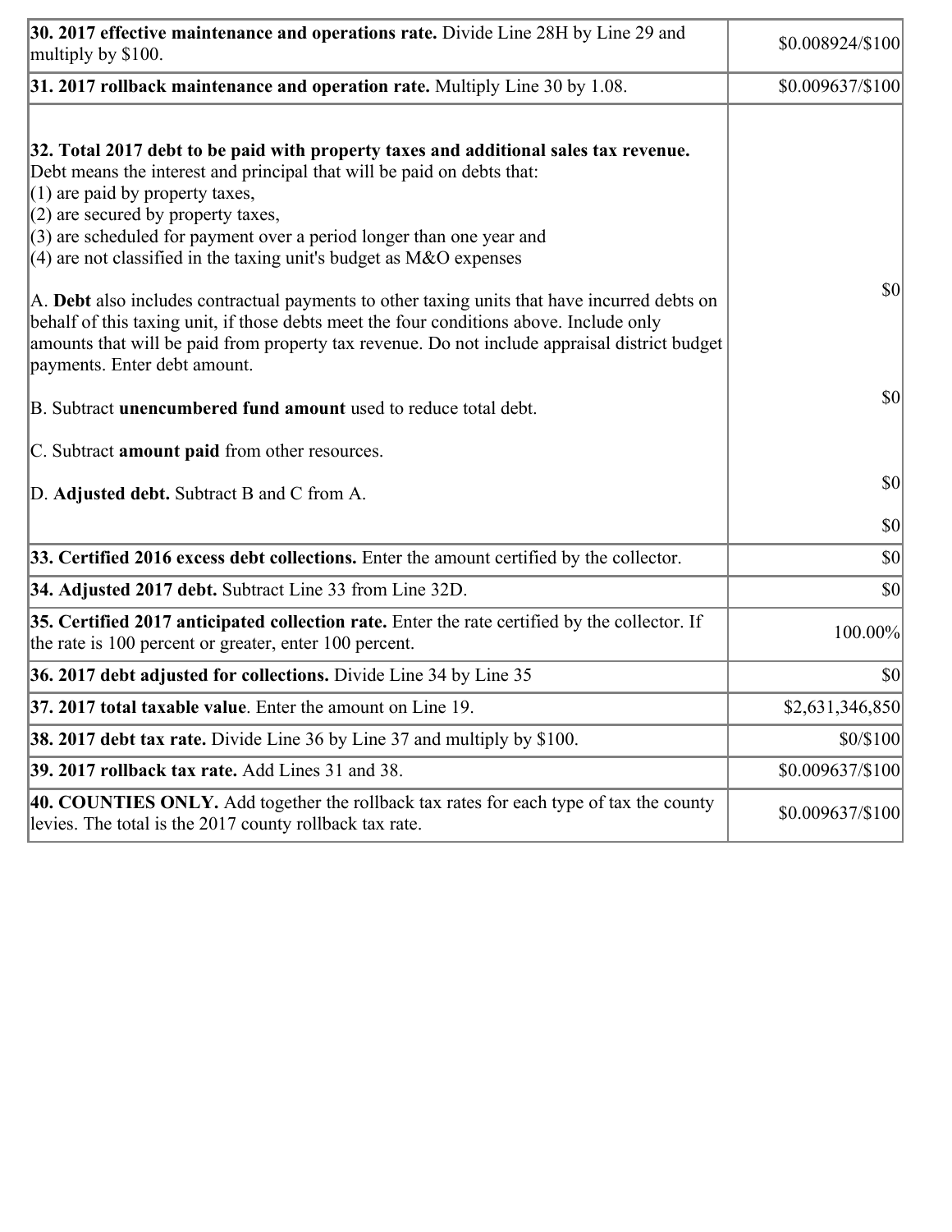| | |
|---|---|
| **30. 2017 effective maintenance and operations rate.** Divide Line 28H by Line 29 and multiply by $100. | $0.008924/$100 |
| **31. 2017 rollback maintenance and operation rate.** Multiply Line 30 by 1.08. | $0.009637/$100 |
| **32. Total 2017 debt to be paid with property taxes and additional sales tax revenue.** Debt means the interest and principal that will be paid on debts that:<br>(1) are paid by property taxes,<br>(2) are secured by property taxes,<br>(3) are scheduled for payment over a period longer than one year and<br>(4) are not classified in the taxing unit's budget as M&O expenses<br><br>A. **Debt** also includes contractual payments to other taxing units that have incurred debts on behalf of this taxing unit, if those debts meet the four conditions above. Include only amounts that will be paid from property tax revenue. Do not include appraisal district budget payments. Enter debt amount.<br><br>B. Subtract **unencumbered fund amount** used to reduce total debt.<br><br>C. Subtract **amount paid** from other resources.<br><br>D. **Adjusted debt.** Subtract B and C from A. | $0<br><br>$0<br><br>$0<br><br>$0 |
| **33. Certified 2016 excess debt collections.** Enter the amount certified by the collector. | $0 |
| **34. Adjusted 2017 debt.** Subtract Line 33 from Line 32D. | $0 |
| **35. Certified 2017 anticipated collection rate.** Enter the rate certified by the collector. If the rate is 100 percent or greater, enter 100 percent. | 100.00% |
| **36. 2017 debt adjusted for collections.** Divide Line 34 by Line 35 | $0 |
| **37. 2017 total taxable value**. Enter the amount on Line 19. | $2,631,346,850 |
| **38. 2017 debt tax rate.** Divide Line 36 by Line 37 and multiply by $100. | $0/$100 |
| **39. 2017 rollback tax rate.** Add Lines 31 and 38. | $0.009637/$100 |
| **40. COUNTIES ONLY.** Add together the rollback tax rates for each type of tax the county levies. The total is the 2017 county rollback tax rate. | $0.009637/$100 |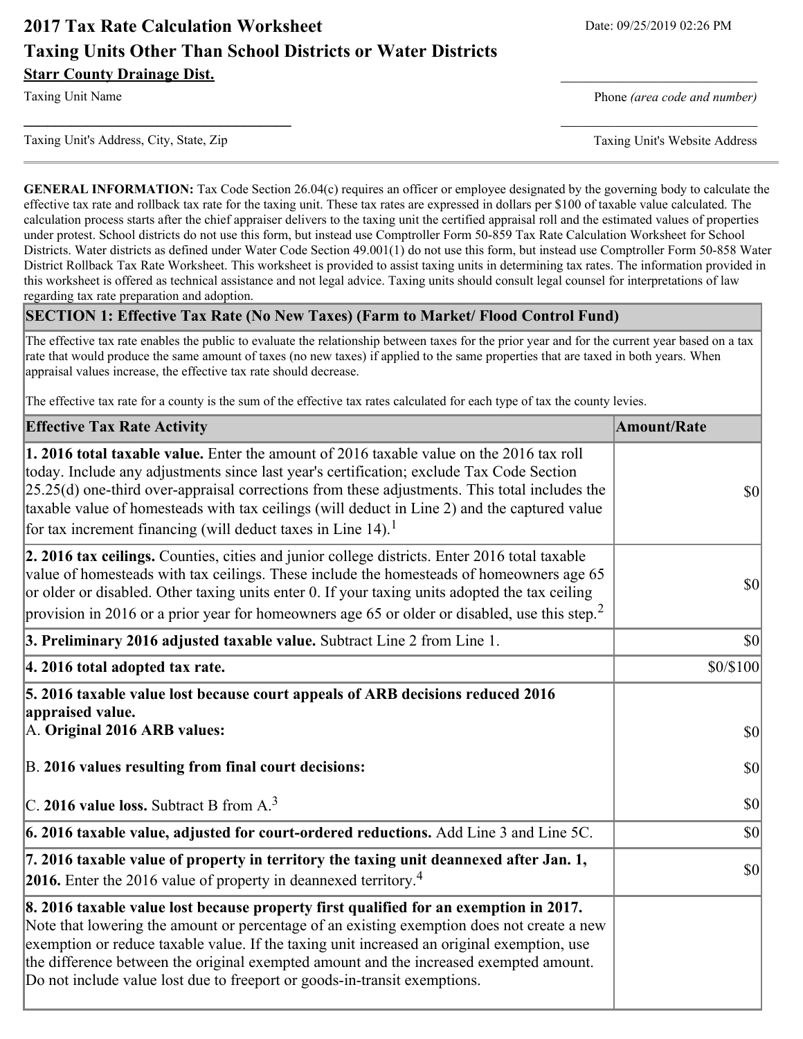# 2017 Tax Rate Calculation Worksheet

## Taxing Units Other Than School Districts or Water Districts

Date: 09/25/2019 02:26 PM

**Starr County Drainage Dist.**

Taxing Unit Name

Phone *(area code and number)*

Taxing Unit's Address, City, State, Zip

Taxing Unit's Website Address

**GENERAL INFORMATION:** Tax Code Section 26.04(c) requires an officer or employee designated by the governing body to calculate the effective tax rate and rollback tax rate for the taxing unit. These tax rates are expressed in dollars per $100 of taxable value calculated. The calculation process starts after the chief appraiser delivers to the taxing unit the certified appraisal roll and the estimated values of properties under protest. School districts do not use this form, but instead use Comptroller Form 50-859 Tax Rate Calculation Worksheet for School Districts. Water districts as defined under Water Code Section 49.001(1) do not use this form, but instead use Comptroller Form 50-858 Water District Rollback Tax Rate Worksheet. This worksheet is provided to assist taxing units in determining tax rates. The information provided in this worksheet is offered as technical assistance and not legal advice. Taxing units should consult legal counsel for interpretations of law regarding tax rate preparation and adoption.

## SECTION 1: Effective Tax Rate (No New Taxes) (Farm to Market/ Flood Control Fund)

The effective tax rate enables the public to evaluate the relationship between taxes for the prior year and for the current year based on a tax rate that would produce the same amount of taxes (no new taxes) if applied to the same properties that are taxed in both years. When appraisal values increase, the effective tax rate should decrease.

The effective tax rate for a county is the sum of the effective tax rates calculated for each type of tax the county levies.

| Effective Tax Rate Activity | Amount/Rate |
|---|---|
| **1. 2016 total taxable value.** Enter the amount of 2016 taxable value on the 2016 tax roll today. Include any adjustments since last year's certification; exclude Tax Code Section 25.25(d) one-third over-appraisal corrections from these adjustments. This total includes the taxable value of homesteads with tax ceilings (will deduct in Line 2) and the captured value for tax increment financing (will deduct taxes in Line 14).[1] | $0 |
| **2. 2016 tax ceilings.** Counties, cities and junior college districts. Enter 2016 total taxable value of homesteads with tax ceilings. These include the homesteads of homeowners age 65 or older or disabled. Other taxing units enter 0. If your taxing units adopted the tax ceiling provision in 2016 or a prior year for homeowners age 65 or older or disabled, use this step.[2] | $0 |
| **3. Preliminary 2016 adjusted taxable value.** Subtract Line 2 from Line 1. | $0 |
| **4. 2016 total adopted tax rate.** | $0/$100 |
| **5. 2016 taxable value lost because court appeals of ARB decisions reduced 2016 appraised value.**<br>A. **Original 2016 ARB values:**<br><br>B. **2016 values resulting from final court decisions:**<br><br>C. **2016 value loss.** Subtract B from A.[3] | <br><br>$0<br><br>$0<br><br>$0 |
| **6. 2016 taxable value, adjusted for court-ordered reductions.** Add Line 3 and Line 5C. | $0 |
| **7. 2016 taxable value of property in territory the taxing unit deannexed after Jan. 1, 2016.** Enter the 2016 value of property in deannexed territory.[4] | $0 |
| **8. 2016 taxable value lost because property first qualified for an exemption in 2017.** Note that lowering the amount or percentage of an existing exemption does not create a new exemption or reduce taxable value. If the taxing unit increased an original exemption, use the difference between the original exempted amount and the increased exempted amount. Do not include value lost due to freeport or goods-in-transit exemptions. | |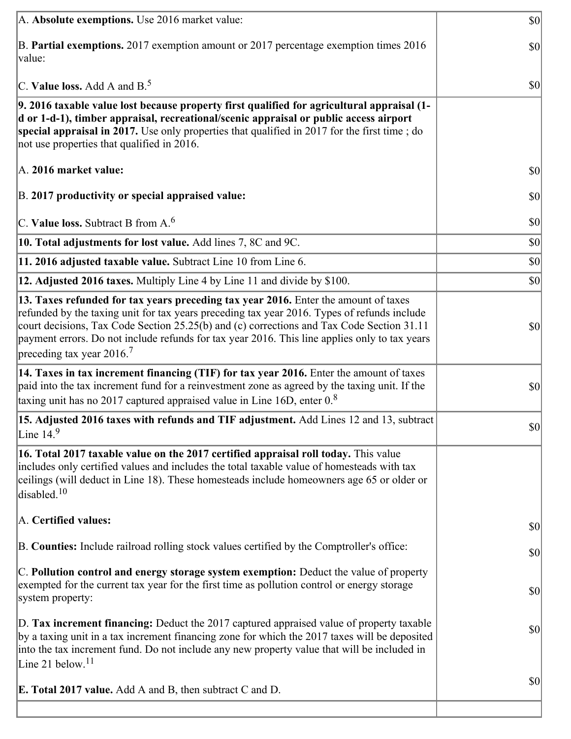| | |
|---|---|
| A. **Absolute exemptions.** Use 2016 market value:<br><br>B. **Partial exemptions.** 2017 exemption amount or 2017 percentage exemption times 2016 value:<br><br>C. **Value loss.** Add A and B.[5] | $0<br><br>$0<br><br>$0 |
| **9. 2016 taxable value lost because property first qualified for agricultural appraisal (1-d or 1-d-1), timber appraisal, recreational/scenic appraisal or public access airport special appraisal in 2017.** Use only properties that qualified in 2017 for the first time ; do not use properties that qualified in 2016.<br><br>A. **2016 market value:**<br><br>B. **2017 productivity or special appraised value:**<br><br>C. **Value loss.** Subtract B from A.[6] | <br><br><br><br>$0<br><br>$0<br><br>$0 |
| **10. Total adjustments for lost value.** Add lines 7, 8C and 9C. | $0 |
| **11. 2016 adjusted taxable value.** Subtract Line 10 from Line 6. | $0 |
| **12. Adjusted 2016 taxes.** Multiply Line 4 by Line 11 and divide by $100. | $0 |
| **13. Taxes refunded for tax years preceding tax year 2016.** Enter the amount of taxes refunded by the taxing unit for tax years preceding tax year 2016. Types of refunds include court decisions, Tax Code Section 25.25(b) and (c) corrections and Tax Code Section 31.11 payment errors. Do not include refunds for tax year 2016. This line applies only to tax years preceding tax year 2016.[7] | $0 |
| **14. Taxes in tax increment financing (TIF) for tax year 2016.** Enter the amount of taxes paid into the tax increment fund for a reinvestment zone as agreed by the taxing unit. If the taxing unit has no 2017 captured appraised value in Line 16D, enter 0.[8] | $0 |
| **15. Adjusted 2016 taxes with refunds and TIF adjustment.** Add Lines 12 and 13, subtract Line 14.[9] | $0 |
| **16. Total 2017 taxable value on the 2017 certified appraisal roll today.** This value includes only certified values and includes the total taxable value of homesteads with tax ceilings (will deduct in Line 18). These homesteads include homeowners age 65 or older or disabled.[10]<br><br>A. **Certified values:**<br><br>B. **Counties:** Include railroad rolling stock values certified by the Comptroller's office:<br><br>C. **Pollution control and energy storage system exemption:** Deduct the value of property exempted for the current tax year for the first time as pollution control or energy storage system property:<br><br>D. **Tax increment financing:** Deduct the 2017 captured appraised value of property taxable by a taxing unit in a tax increment financing zone for which the 2017 taxes will be deposited into the tax increment fund. Do not include any new property value that will be included in Line 21 below.[11]<br><br>**E. Total 2017 value.** Add A and B, then subtract C and D. | <br><br><br><br>$0<br><br>$0<br><br>$0<br><br>$0<br><br>$0 |
| | |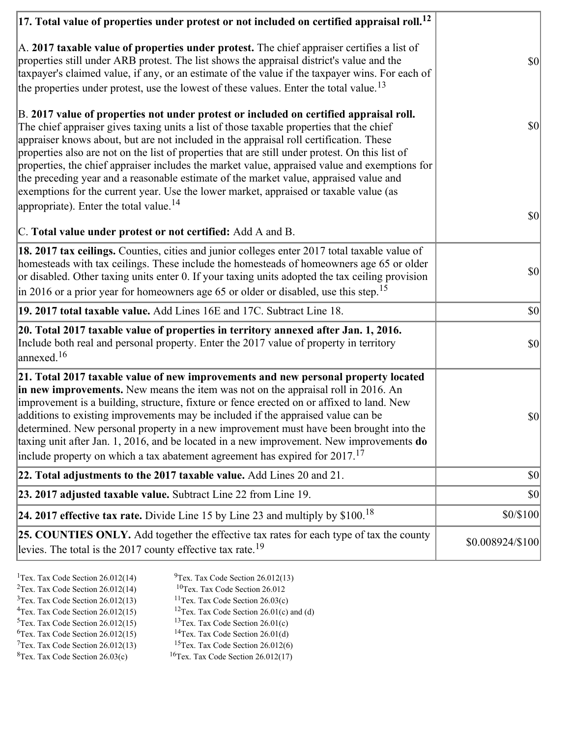| | |
|---|---|
| **17. Total value of properties under protest or not included on certified appraisal roll.**[12] | |
| A. **2017 taxable value of properties under protest.** The chief appraiser certifies a list of properties still under ARB protest. The list shows the appraisal district's value and the taxpayer's claimed value, if any, or an estimate of the value if the taxpayer wins. For each of the properties under protest, use the lowest of these values. Enter the total value.[13] | $0 |
| B. **2017 value of properties not under protest or included on certified appraisal roll.** The chief appraiser gives taxing units a list of those taxable properties that the chief appraiser knows about, but are not included in the appraisal roll certification. These properties also are not on the list of properties that are still under protest. On this list of properties, the chief appraiser includes the market value, appraised value and exemptions for the preceding year and a reasonable estimate of the market value, appraised value and exemptions for the current year. Use the lower market, appraised or taxable value (as appropriate). Enter the total value.[14] | $0 |
| C. **Total value under protest or not certified:** Add A and B. | $0 |
| **18. 2017 tax ceilings.** Counties, cities and junior colleges enter 2017 total taxable value of homesteads with tax ceilings. These include the homesteads of homeowners age 65 or older or disabled. Other taxing units enter 0. If your taxing units adopted the tax ceiling provision in 2016 or a prior year for homeowners age 65 or older or disabled, use this step.[15] | $0 |
| **19. 2017 total taxable value.** Add Lines 16E and 17C. Subtract Line 18. | $0 |
| **20. Total 2017 taxable value of properties in territory annexed after Jan. 1, 2016.** Include both real and personal property. Enter the 2017 value of property in territory annexed.[16] | $0 |
| **21. Total 2017 taxable value of new improvements and new personal property located in new improvements.** New means the item was not on the appraisal roll in 2016. An improvement is a building, structure, fixture or fence erected on or affixed to land. New additions to existing improvements may be included if the appraised value can be determined. New personal property in a new improvement must have been brought into the taxing unit after Jan. 1, 2016, and be located in a new improvement. New improvements **do** include property on which a tax abatement agreement has expired for 2017.[17] | $0 |
| **22. Total adjustments to the 2017 taxable value.** Add Lines 20 and 21. | $0 |
| **23. 2017 adjusted taxable value.** Subtract Line 22 from Line 19. | $0 |
| **24. 2017 effective tax rate.** Divide Line 15 by Line 23 and multiply by $100.[18] | $0/$100 |
| **25. COUNTIES ONLY.** Add together the effective tax rates for each type of tax the county levies. The total is the 2017 county effective tax rate.[19] | $0.008924/$100 |

[1]Tex. Tax Code Section 26.012(14)
[2]Tex. Tax Code Section 26.012(14)
[3]Tex. Tax Code Section 26.012(13)
[4]Tex. Tax Code Section 26.012(15)
[5]Tex. Tax Code Section 26.012(15)
[6]Tex. Tax Code Section 26.012(15)
[7]Tex. Tax Code Section 26.012(13)
[8]Tex. Tax Code Section 26.03(c)
[9]Tex. Tax Code Section 26.012(13)
[10]Tex. Tax Code Section 26.012
[11]Tex. Tax Code Section 26.03(c)
[12]Tex. Tax Code Section 26.01(c) and (d)
[13]Tex. Tax Code Section 26.01(c)
[14]Tex. Tax Code Section 26.01(d)
[15]Tex. Tax Code Section 26.012(6)
[16]Tex. Tax Code Section 26.012(17)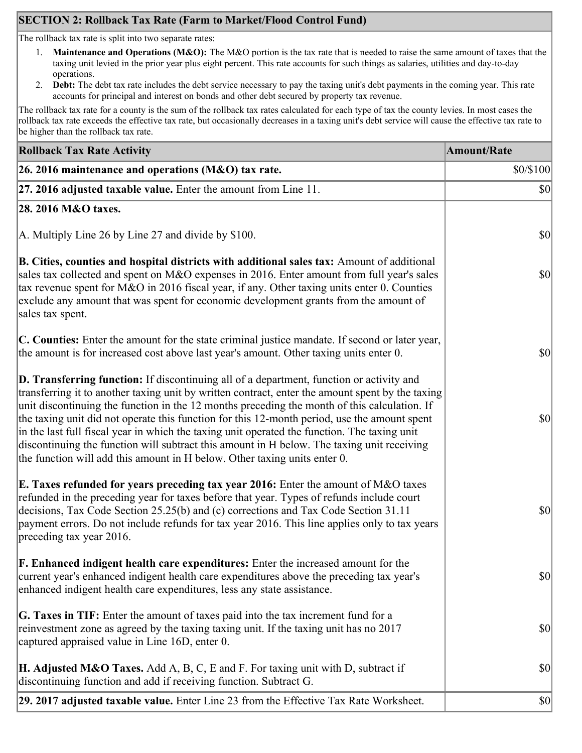## SECTION 2: Rollback Tax Rate (Farm to Market/Flood Control Fund)

The rollback tax rate is split into two separate rates:

1. **Maintenance and Operations (M&O):** The M&O portion is the tax rate that is needed to raise the same amount of taxes that the taxing unit levied in the prior year plus eight percent. This rate accounts for such things as salaries, utilities and day-to-day operations.
2. **Debt:** The debt tax rate includes the debt service necessary to pay the taxing unit's debt payments in the coming year. This rate accounts for principal and interest on bonds and other debt secured by property tax revenue.

The rollback tax rate for a county is the sum of the rollback tax rates calculated for each type of tax the county levies. In most cases the rollback tax rate exceeds the effective tax rate, but occasionally decreases in a taxing unit's debt service will cause the effective tax rate to be higher than the rollback tax rate.

| Rollback Tax Rate Activity | Amount/Rate |
|---|---|
| **26. 2016 maintenance and operations (M&O) tax rate.** | $0/$100 |
| **27. 2016 adjusted taxable value.** Enter the amount from Line 11. | $0 |
| **28. 2016 M&O taxes.** | |
| A. Multiply Line 26 by Line 27 and divide by $100. | $0 |
| **B. Cities, counties and hospital districts with additional sales tax:** Amount of additional sales tax collected and spent on M&O expenses in 2016. Enter amount from full year's sales tax revenue spent for M&O in 2016 fiscal year, if any. Other taxing units enter 0. Counties exclude any amount that was spent for economic development grants from the amount of sales tax spent. | $0 |
| **C. Counties:** Enter the amount for the state criminal justice mandate. If second or later year, the amount is for increased cost above last year's amount. Other taxing units enter 0. | $0 |
| **D. Transferring function:** If discontinuing all of a department, function or activity and transferring it to another taxing unit by written contract, enter the amount spent by the taxing unit discontinuing the function in the 12 months preceding the month of this calculation. If the taxing unit did not operate this function for this 12-month period, use the amount spent in the last full fiscal year in which the taxing unit operated the function. The taxing unit discontinuing the function will subtract this amount in H below. The taxing unit receiving the function will add this amount in H below. Other taxing units enter 0. | $0 |
| **E. Taxes refunded for years preceding tax year 2016:** Enter the amount of M&O taxes refunded in the preceding year for taxes before that year. Types of refunds include court decisions, Tax Code Section 25.25(b) and (c) corrections and Tax Code Section 31.11 payment errors. Do not include refunds for tax year 2016. This line applies only to tax years preceding tax year 2016. | $0 |
| **F. Enhanced indigent health care expenditures:** Enter the increased amount for the current year's enhanced indigent health care expenditures above the preceding tax year's enhanced indigent health care expenditures, less any state assistance. | $0 |
| **G. Taxes in TIF:** Enter the amount of taxes paid into the tax increment fund for a reinvestment zone as agreed by the taxing taxing unit. If the taxing unit has no 2017 captured appraised value in Line 16D, enter 0. | $0 |
| **H. Adjusted M&O Taxes.** Add A, B, C, E and F. For taxing unit with D, subtract if discontinuing function and add if receiving function. Subtract G. | $0 |
| **29. 2017 adjusted taxable value.** Enter Line 23 from the Effective Tax Rate Worksheet. | $0 |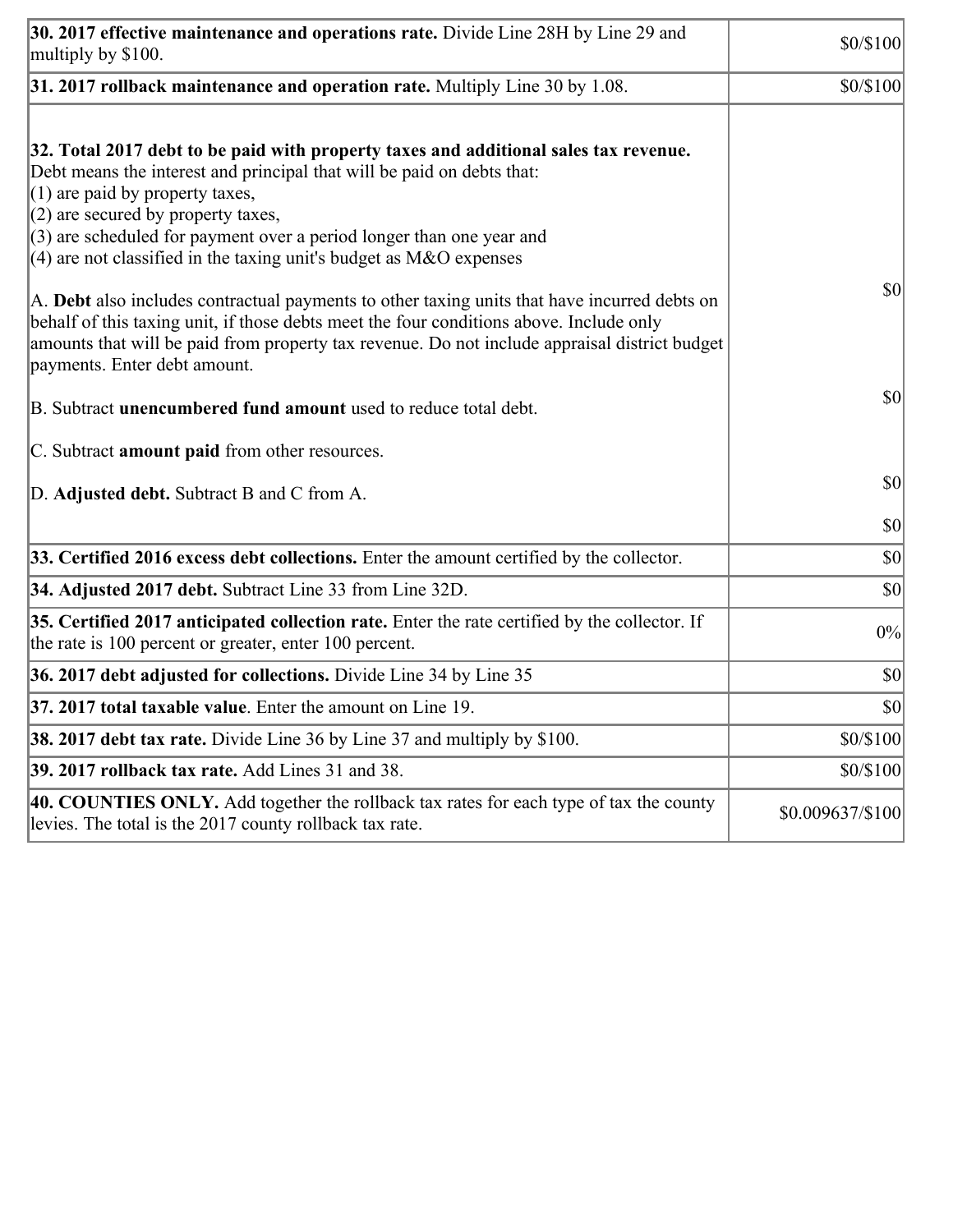| | |
|---|---|
| **30. 2017 effective maintenance and operations rate.** Divide Line 28H by Line 29 and multiply by $100. | $0/$100 |
| **31. 2017 rollback maintenance and operation rate.** Multiply Line 30 by 1.08. | $0/$100 |
| **32. Total 2017 debt to be paid with property taxes and additional sales tax revenue.** Debt means the interest and principal that will be paid on debts that:<br>(1) are paid by property taxes,<br>(2) are secured by property taxes,<br>(3) are scheduled for payment over a period longer than one year and<br>(4) are not classified in the taxing unit's budget as M&O expenses<br><br>A. **Debt** also includes contractual payments to other taxing units that have incurred debts on behalf of this taxing unit, if those debts meet the four conditions above. Include only amounts that will be paid from property tax revenue. Do not include appraisal district budget payments. Enter debt amount.<br><br>B. Subtract **unencumbered fund amount** used to reduce total debt.<br><br>C. Subtract **amount paid** from other resources.<br><br>D. **Adjusted debt.** Subtract B and C from A. | $0<br><br>$0<br><br>$0<br><br>$0 |
| **33. Certified 2016 excess debt collections.** Enter the amount certified by the collector. | $0 |
| **34. Adjusted 2017 debt.** Subtract Line 33 from Line 32D. | $0 |
| **35. Certified 2017 anticipated collection rate.** Enter the rate certified by the collector. If the rate is 100 percent or greater, enter 100 percent. | 0% |
| **36. 2017 debt adjusted for collections.** Divide Line 34 by Line 35 | $0 |
| **37. 2017 total taxable value**. Enter the amount on Line 19. | $0 |
| **38. 2017 debt tax rate.** Divide Line 36 by Line 37 and multiply by $100. | $0/$100 |
| **39. 2017 rollback tax rate.** Add Lines 31 and 38. | $0/$100 |
| **40. COUNTIES ONLY.** Add together the rollback tax rates for each type of tax the county levies. The total is the 2017 county rollback tax rate. | $0.009637/$100 |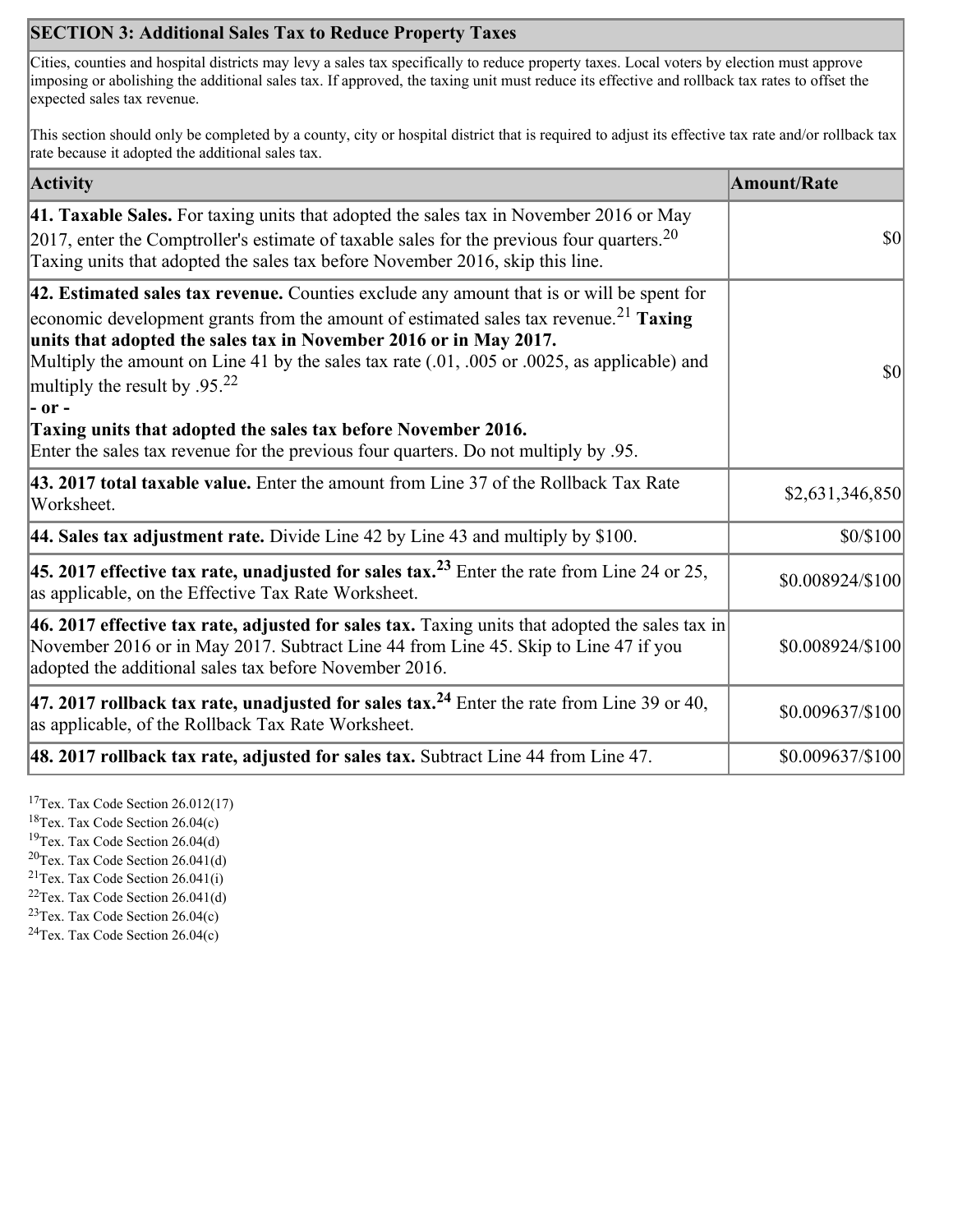## SECTION 3: Additional Sales Tax to Reduce Property Taxes

Cities, counties and hospital districts may levy a sales tax specifically to reduce property taxes. Local voters by election must approve imposing or abolishing the additional sales tax. If approved, the taxing unit must reduce its effective and rollback tax rates to offset the expected sales tax revenue.

This section should only be completed by a county, city or hospital district that is required to adjust its effective tax rate and/or rollback tax rate because it adopted the additional sales tax.

| Activity | Amount/Rate |
|---|---|
| **41. Taxable Sales.** For taxing units that adopted the sales tax in November 2016 or May 2017, enter the Comptroller's estimate of taxable sales for the previous four quarters.[20] Taxing units that adopted the sales tax before November 2016, skip this line. | $0 |
| **42. Estimated sales tax revenue.** Counties exclude any amount that is or will be spent for economic development grants from the amount of estimated sales tax revenue.[21] **Taxing units that adopted the sales tax in November 2016 or in May 2017.** Multiply the amount on Line 41 by the sales tax rate (.01, .005 or .0025, as applicable) and multiply the result by .95.[22] **- or -** **Taxing units that adopted the sales tax before November 2016.** Enter the sales tax revenue for the previous four quarters. Do not multiply by .95. | $0 |
| **43. 2017 total taxable value.** Enter the amount from Line 37 of the Rollback Tax Rate Worksheet. | $2,631,346,850 |
| **44. Sales tax adjustment rate.** Divide Line 42 by Line 43 and multiply by $100. | $0/$100 |
| **45. 2017 effective tax rate, unadjusted for sales tax.[23]** Enter the rate from Line 24 or 25, as applicable, on the Effective Tax Rate Worksheet. | $0.008924/$100 |
| **46. 2017 effective tax rate, adjusted for sales tax.** Taxing units that adopted the sales tax in November 2016 or in May 2017. Subtract Line 44 from Line 45. Skip to Line 47 if you adopted the additional sales tax before November 2016. | $0.008924/$100 |
| **47. 2017 rollback tax rate, unadjusted for sales tax.[24]** Enter the rate from Line 39 or 40, as applicable, of the Rollback Tax Rate Worksheet. | $0.009637/$100 |
| **48. 2017 rollback tax rate, adjusted for sales tax.** Subtract Line 44 from Line 47. | $0.009637/$100 |

[17]Tex. Tax Code Section 26.012(17)
[18]Tex. Tax Code Section 26.04(c)
[19]Tex. Tax Code Section 26.04(d)
[20]Tex. Tax Code Section 26.041(d)
[21]Tex. Tax Code Section 26.041(i)
[22]Tex. Tax Code Section 26.041(d)
[23]Tex. Tax Code Section 26.04(c)
[24]Tex. Tax Code Section 26.04(c)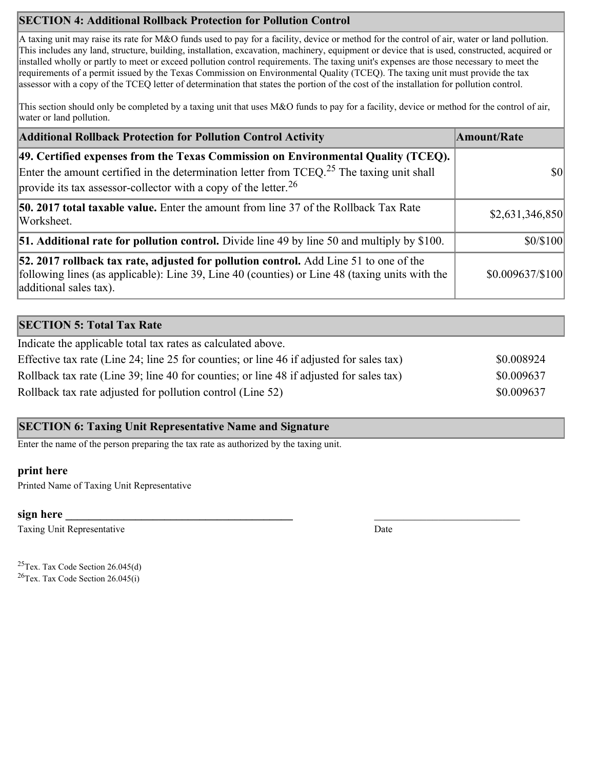## SECTION 4: Additional Rollback Protection for Pollution Control

A taxing unit may raise its rate for M&O funds used to pay for a facility, device or method for the control of air, water or land pollution. This includes any land, structure, building, installation, excavation, machinery, equipment or device that is used, constructed, acquired or installed wholly or partly to meet or exceed pollution control requirements. The taxing unit's expenses are those necessary to meet the requirements of a permit issued by the Texas Commission on Environmental Quality (TCEQ). The taxing unit must provide the tax assessor with a copy of the TCEQ letter of determination that states the portion of the cost of the installation for pollution control.

This section should only be completed by a taxing unit that uses M&O funds to pay for a facility, device or method for the control of air, water or land pollution.

| Additional Rollback Protection for Pollution Control Activity | Amount/Rate |
|---|---|
| **49. Certified expenses from the Texas Commission on Environmental Quality (TCEQ).** Enter the amount certified in the determination letter from TCEQ.[25] The taxing unit shall provide its tax assessor-collector with a copy of the letter.[26] | $0 |
| **50. 2017 total taxable value.** Enter the amount from line 37 of the Rollback Tax Rate Worksheet. | $2,631,346,850 |
| **51. Additional rate for pollution control.** Divide line 49 by line 50 and multiply by $100. | $0/$100 |
| **52. 2017 rollback tax rate, adjusted for pollution control.** Add Line 51 to one of the following lines (as applicable): Line 39, Line 40 (counties) or Line 48 (taxing units with the additional sales tax). | $0.009637/$100 |

## SECTION 5: Total Tax Rate

Indicate the applicable total tax rates as calculated above.

| | |
|---|---|
| Effective tax rate (Line 24; line 25 for counties; or line 46 if adjusted for sales tax) | $0.008924 |
| Rollback tax rate (Line 39; line 40 for counties; or line 48 if adjusted for sales tax) | $0.009637 |
| Rollback tax rate adjusted for pollution control (Line 52) | $0.009637 |

## SECTION 6: Taxing Unit Representative Name and Signature

Enter the name of the person preparing the tax rate as authorized by the taxing unit.

**print here**

Printed Name of Taxing Unit Representative

**sign here** ________________________________________ ____________________________

Taxing Unit Representative Date

[25]Tex. Tax Code Section 26.045(d)
[26]Tex. Tax Code Section 26.045(i)